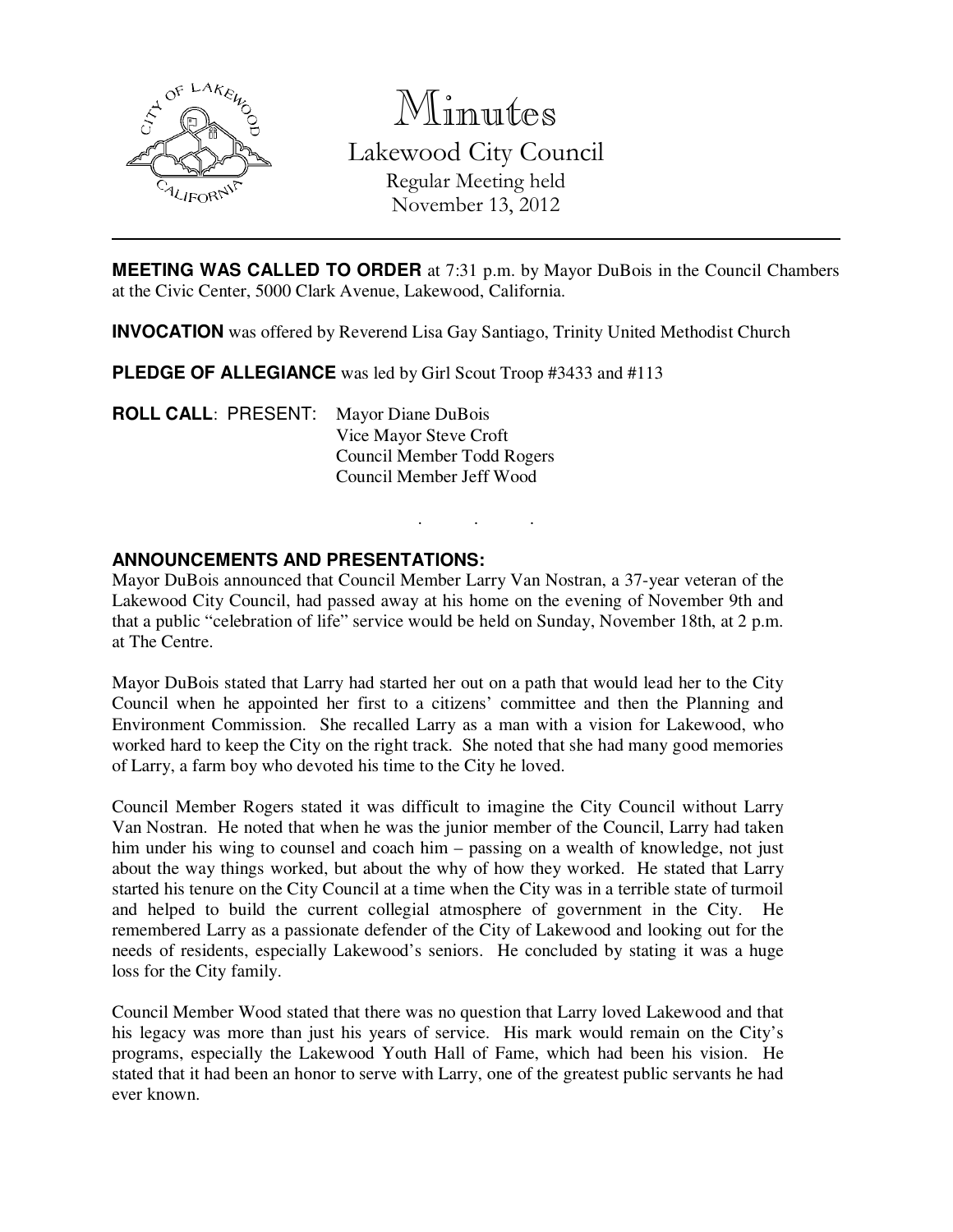# Minutes

## Lakewood City Council

Regular Meeting held
November 13, 2012

---

**MEETING WAS CALLED TO ORDER** at 7:31 p.m. by Mayor DuBois in the Council Chambers at the Civic Center, 5000 Clark Avenue, Lakewood, California.

**INVOCATION** was offered by Reverend Lisa Gay Santiago, Trinity United Methodist Church

**PLEDGE OF ALLEGIANCE** was led by Girl Scout Troop #3433 and #113

**ROLL CALL**: PRESENT: Mayor Diane DuBois
Vice Mayor Steve Croft
Council Member Todd Rogers
Council Member Jeff Wood

. . .

**ANNOUNCEMENTS AND PRESENTATIONS:**

Mayor DuBois announced that Council Member Larry Van Nostran, a 37-year veteran of the Lakewood City Council, had passed away at his home on the evening of November 9th and that a public "celebration of life" service would be held on Sunday, November 18th, at 2 p.m. at The Centre.

Mayor DuBois stated that Larry had started her out on a path that would lead her to the City Council when he appointed her first to a citizens' committee and then the Planning and Environment Commission. She recalled Larry as a man with a vision for Lakewood, who worked hard to keep the City on the right track. She noted that she had many good memories of Larry, a farm boy who devoted his time to the City he loved.

Council Member Rogers stated it was difficult to imagine the City Council without Larry Van Nostran. He noted that when he was the junior member of the Council, Larry had taken him under his wing to counsel and coach him – passing on a wealth of knowledge, not just about the way things worked, but about the why of how they worked. He stated that Larry started his tenure on the City Council at a time when the City was in a terrible state of turmoil and helped to build the current collegial atmosphere of government in the City. He remembered Larry as a passionate defender of the City of Lakewood and looking out for the needs of residents, especially Lakewood's seniors. He concluded by stating it was a huge loss for the City family.

Council Member Wood stated that there was no question that Larry loved Lakewood and that his legacy was more than just his years of service. His mark would remain on the City's programs, especially the Lakewood Youth Hall of Fame, which had been his vision. He stated that it had been an honor to serve with Larry, one of the greatest public servants he had ever known.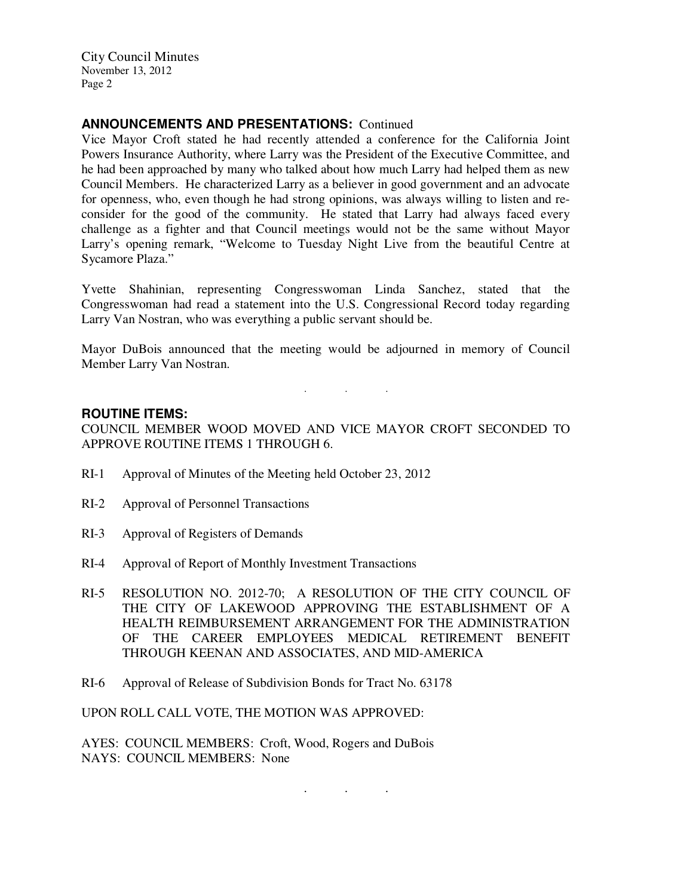## ANNOUNCEMENTS AND PRESENTATIONS: Continued

Vice Mayor Croft stated he had recently attended a conference for the California Joint Powers Insurance Authority, where Larry was the President of the Executive Committee, and he had been approached by many who talked about how much Larry had helped them as new Council Members. He characterized Larry as a believer in good government and an advocate for openness, who, even though he had strong opinions, was always willing to listen and re-consider for the good of the community. He stated that Larry had always faced every challenge as a fighter and that Council meetings would not be the same without Mayor Larry's opening remark, "Welcome to Tuesday Night Live from the beautiful Centre at Sycamore Plaza."

Yvette Shahinian, representing Congresswoman Linda Sanchez, stated that the Congresswoman had read a statement into the U.S. Congressional Record today regarding Larry Van Nostran, who was everything a public servant should be.

Mayor DuBois announced that the meeting would be adjourned in memory of Council Member Larry Van Nostran.

. . .

## ROUTINE ITEMS:

COUNCIL MEMBER WOOD MOVED AND VICE MAYOR CROFT SECONDED TO APPROVE ROUTINE ITEMS 1 THROUGH 6.

RI-1 Approval of Minutes of the Meeting held October 23, 2012

RI-2 Approval of Personnel Transactions

RI-3 Approval of Registers of Demands

RI-4 Approval of Report of Monthly Investment Transactions

RI-5 RESOLUTION NO. 2012-70; A RESOLUTION OF THE CITY COUNCIL OF THE CITY OF LAKEWOOD APPROVING THE ESTABLISHMENT OF A HEALTH REIMBURSEMENT ARRANGEMENT FOR THE ADMINISTRATION OF THE CAREER EMPLOYEES MEDICAL RETIREMENT BENEFIT THROUGH KEENAN AND ASSOCIATES, AND MID-AMERICA

RI-6 Approval of Release of Subdivision Bonds for Tract No. 63178

UPON ROLL CALL VOTE, THE MOTION WAS APPROVED:

AYES: COUNCIL MEMBERS: Croft, Wood, Rogers and DuBois
NAYS: COUNCIL MEMBERS: None

. . .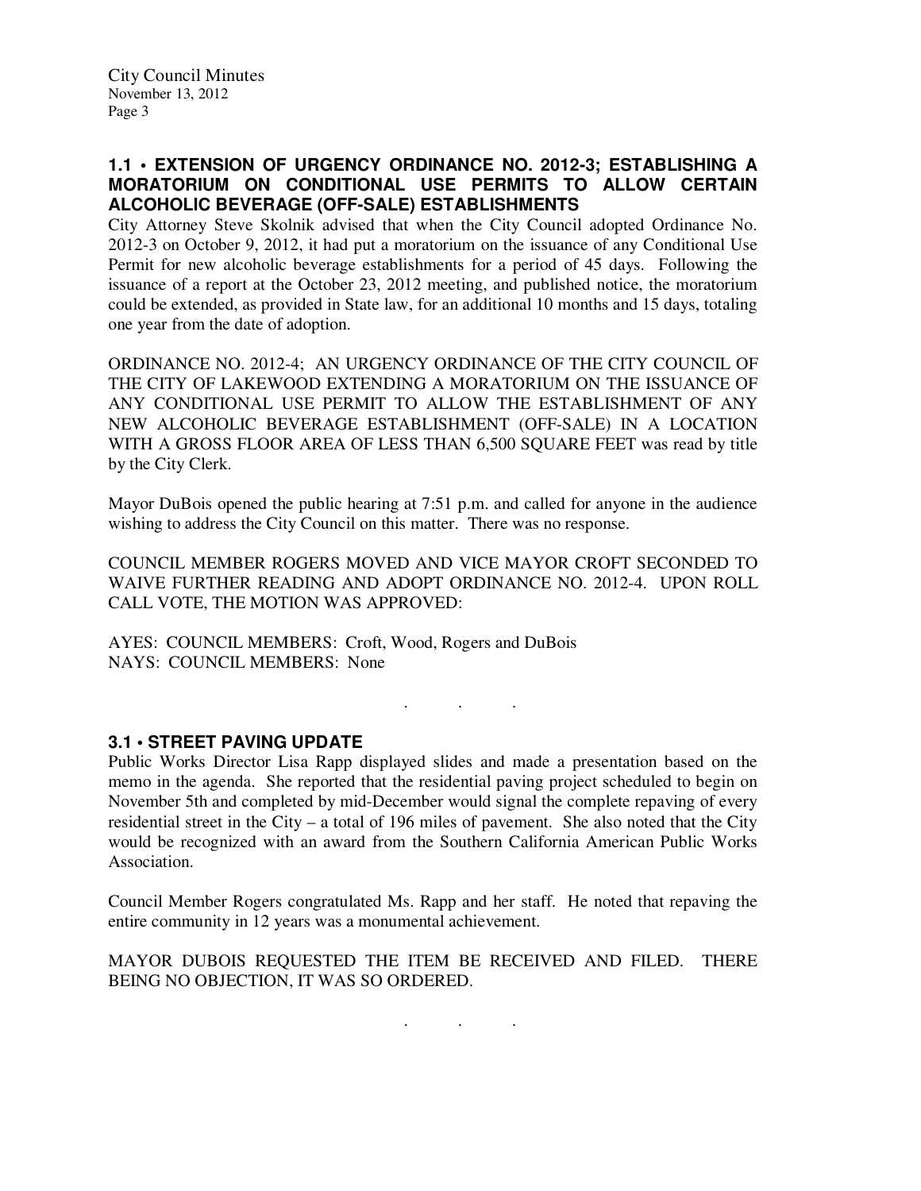### 1.1 • EXTENSION OF URGENCY ORDINANCE NO. 2012-3; ESTABLISHING A MORATORIUM ON CONDITIONAL USE PERMITS TO ALLOW CERTAIN ALCOHOLIC BEVERAGE (OFF-SALE) ESTABLISHMENTS

City Attorney Steve Skolnik advised that when the City Council adopted Ordinance No. 2012-3 on October 9, 2012, it had put a moratorium on the issuance of any Conditional Use Permit for new alcoholic beverage establishments for a period of 45 days. Following the issuance of a report at the October 23, 2012 meeting, and published notice, the moratorium could be extended, as provided in State law, for an additional 10 months and 15 days, totaling one year from the date of adoption.

ORDINANCE NO. 2012-4; AN URGENCY ORDINANCE OF THE CITY COUNCIL OF THE CITY OF LAKEWOOD EXTENDING A MORATORIUM ON THE ISSUANCE OF ANY CONDITIONAL USE PERMIT TO ALLOW THE ESTABLISHMENT OF ANY NEW ALCOHOLIC BEVERAGE ESTABLISHMENT (OFF-SALE) IN A LOCATION WITH A GROSS FLOOR AREA OF LESS THAN 6,500 SQUARE FEET was read by title by the City Clerk.

Mayor DuBois opened the public hearing at 7:51 p.m. and called for anyone in the audience wishing to address the City Council on this matter. There was no response.

COUNCIL MEMBER ROGERS MOVED AND VICE MAYOR CROFT SECONDED TO WAIVE FURTHER READING AND ADOPT ORDINANCE NO. 2012-4. UPON ROLL CALL VOTE, THE MOTION WAS APPROVED:

AYES: COUNCIL MEMBERS: Croft, Wood, Rogers and DuBois
NAYS: COUNCIL MEMBERS: None

. . .

### 3.1 • STREET PAVING UPDATE

Public Works Director Lisa Rapp displayed slides and made a presentation based on the memo in the agenda. She reported that the residential paving project scheduled to begin on November 5th and completed by mid-December would signal the complete repaving of every residential street in the City – a total of 196 miles of pavement. She also noted that the City would be recognized with an award from the Southern California American Public Works Association.

Council Member Rogers congratulated Ms. Rapp and her staff. He noted that repaving the entire community in 12 years was a monumental achievement.

MAYOR DUBOIS REQUESTED THE ITEM BE RECEIVED AND FILED. THERE BEING NO OBJECTION, IT WAS SO ORDERED.

. . .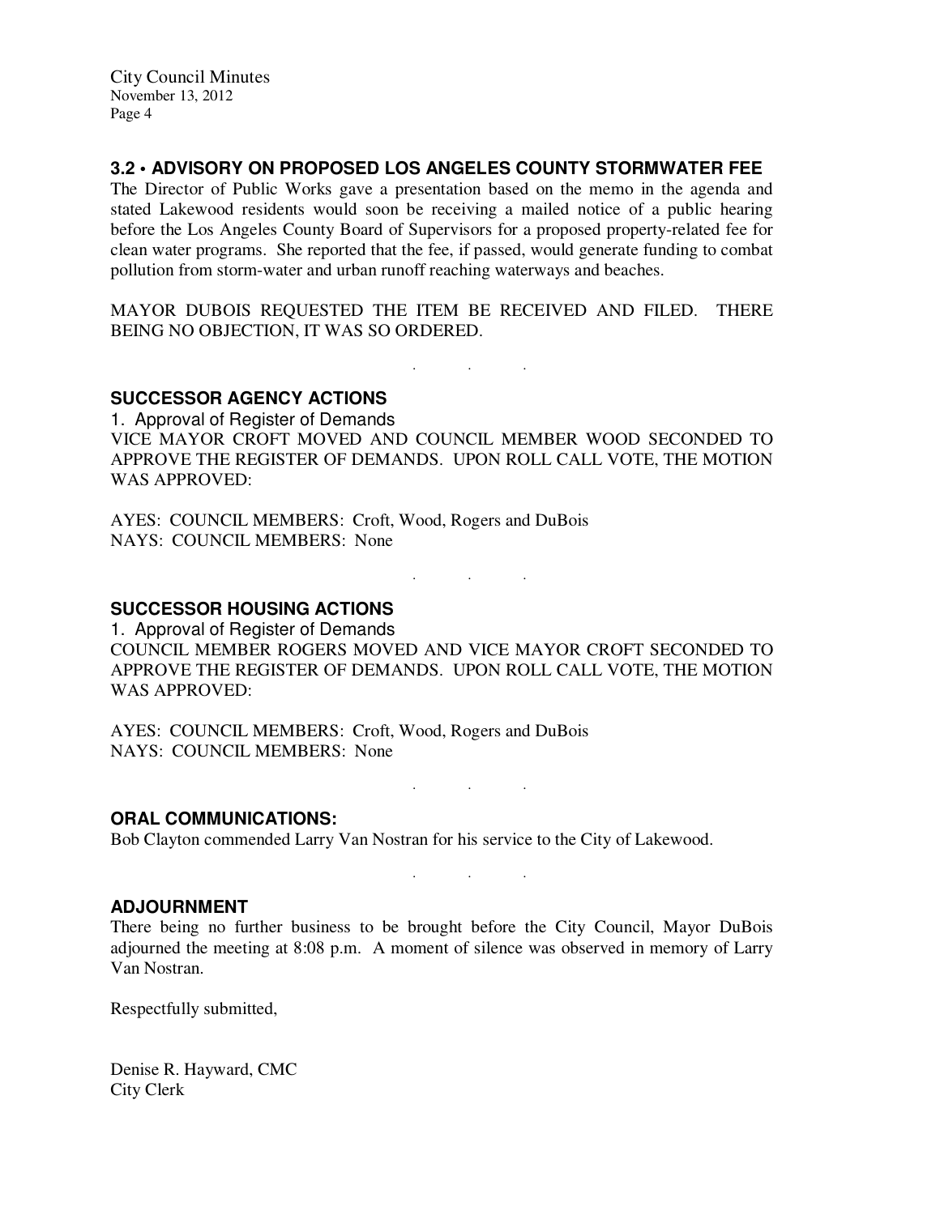### 3.2 • ADVISORY ON PROPOSED LOS ANGELES COUNTY STORMWATER FEE

The Director of Public Works gave a presentation based on the memo in the agenda and stated Lakewood residents would soon be receiving a mailed notice of a public hearing before the Los Angeles County Board of Supervisors for a proposed property-related fee for clean water programs. She reported that the fee, if passed, would generate funding to combat pollution from storm-water and urban runoff reaching waterways and beaches.

MAYOR DUBOIS REQUESTED THE ITEM BE RECEIVED AND FILED. THERE BEING NO OBJECTION, IT WAS SO ORDERED.

. . .

### SUCCESSOR AGENCY ACTIONS

1. Approval of Register of Demands

VICE MAYOR CROFT MOVED AND COUNCIL MEMBER WOOD SECONDED TO APPROVE THE REGISTER OF DEMANDS. UPON ROLL CALL VOTE, THE MOTION WAS APPROVED:

AYES: COUNCIL MEMBERS: Croft, Wood, Rogers and DuBois
NAYS: COUNCIL MEMBERS: None

. . .

### SUCCESSOR HOUSING ACTIONS

1. Approval of Register of Demands

COUNCIL MEMBER ROGERS MOVED AND VICE MAYOR CROFT SECONDED TO APPROVE THE REGISTER OF DEMANDS. UPON ROLL CALL VOTE, THE MOTION WAS APPROVED:

AYES: COUNCIL MEMBERS: Croft, Wood, Rogers and DuBois
NAYS: COUNCIL MEMBERS: None

. . .

### ORAL COMMUNICATIONS:

Bob Clayton commended Larry Van Nostran for his service to the City of Lakewood.

. . .

### ADJOURNMENT

There being no further business to be brought before the City Council, Mayor DuBois adjourned the meeting at 8:08 p.m. A moment of silence was observed in memory of Larry Van Nostran.

Respectfully submitted,

Denise R. Hayward, CMC
City Clerk